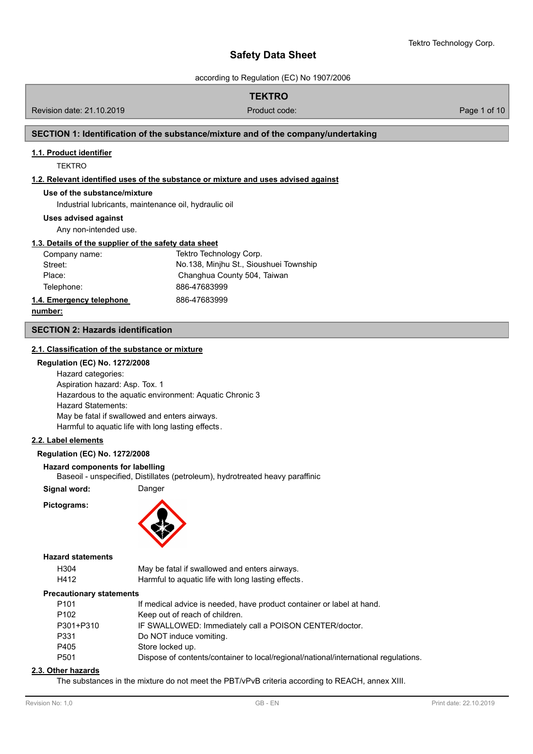# Safety Data Sheet

according to Regulation (EC) No 1907/2006

**TEKTRO**

Revision date: 21.10.2019 | Product code:

## SECTION 1: Identification of the substance/mixture and of the company/undertaking

### 1.1. Product identifier

TEKTRO

### 1.2. Relevant identified uses of the substance or mixture and uses advised against

**Use of the substance/mixture**

Industrial lubricants, maintenance oil, hydraulic oil

**Uses advised against**

Any non-intended use.

### 1.3. Details of the supplier of the safety data sheet

| | |
|---|---|
| Company name: | Tektro Technology Corp. |
| Street: | No.138, Minjhu St., Sioushuei Township |
| Place: | Changhua County 504, Taiwan |
| Telephone: | 886-47683999 |

### 1.4. Emergency telephone number:

886-47683999

## SECTION 2: Hazards identification

### 2.1. Classification of the substance or mixture

**Regulation (EC) No. 1272/2008**

Hazard categories:
Aspiration hazard: Asp. Tox. 1
Hazardous to the aquatic environment: Aquatic Chronic 3
Hazard Statements:
May be fatal if swallowed and enters airways.
Harmful to aquatic life with long lasting effects.

### 2.2. Label elements

**Regulation (EC) No. 1272/2008**

**Hazard components for labelling**

Baseoil - unspecified, Distillates (petroleum), hydrotreated heavy paraffinic

**Signal word:** Danger

**Pictograms:**

**Hazard statements**

| | |
|---|---|
| H304 | May be fatal if swallowed and enters airways. |
| H412 | Harmful to aquatic life with long lasting effects. |

**Precautionary statements**

| | |
|---|---|
| P101 | If medical advice is needed, have product container or label at hand. |
| P102 | Keep out of reach of children. |
| P301+P310 | IF SWALLOWED: Immediately call a POISON CENTER/doctor. |
| P331 | Do NOT induce vomiting. |
| P405 | Store locked up. |
| P501 | Dispose of contents/container to local/regional/national/international regulations. |

### 2.3. Other hazards

The substances in the mixture do not meet the PBT/vPvB criteria according to REACH, annex XIII.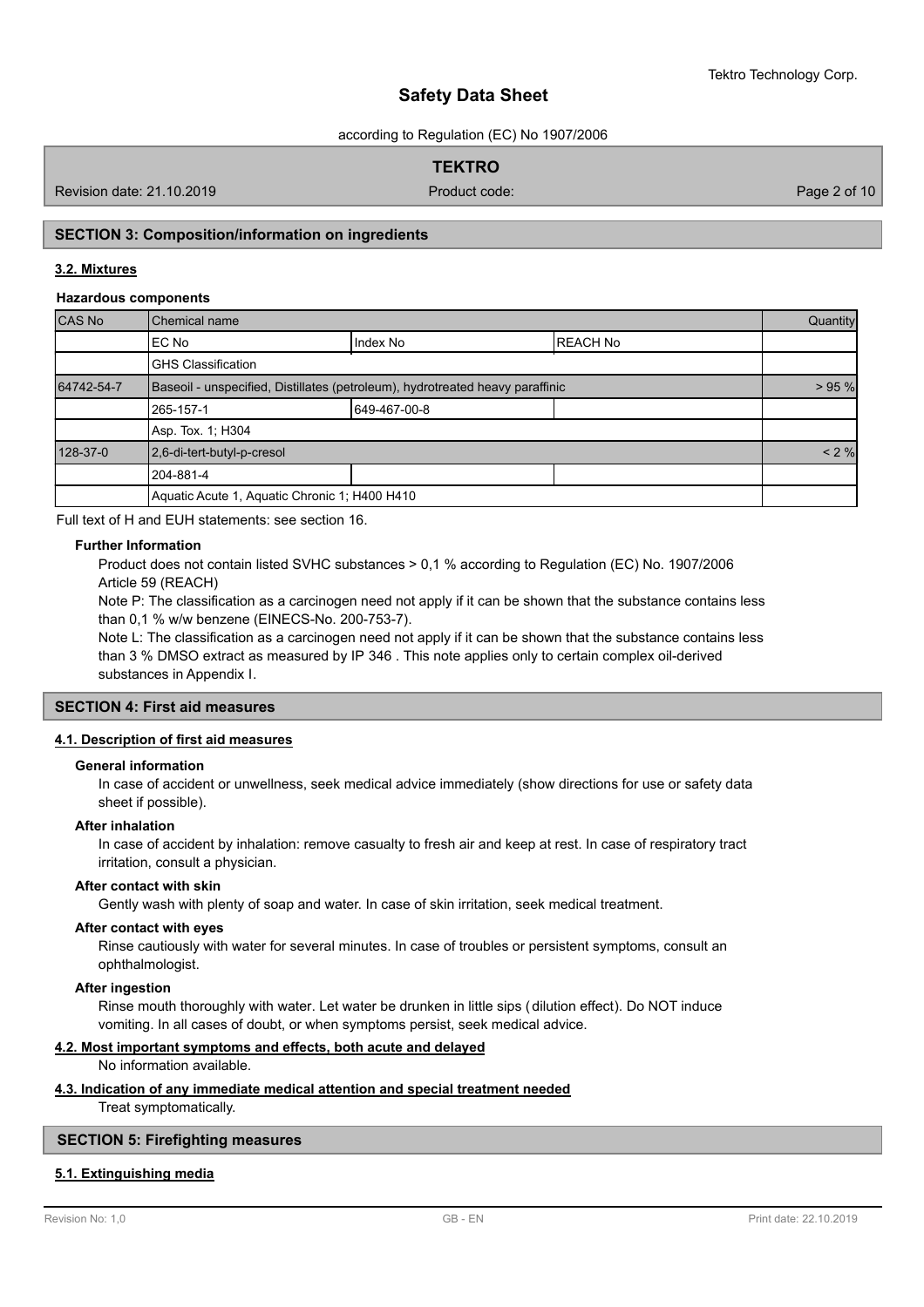## SECTION 3: Composition/information on ingredients

### 3.2. Mixtures

**Hazardous components**

| CAS No | Chemical name | | | Quantity |
|---|---|---|---|---|
| | EC No | Index No | REACH No | |
| | GHS Classification | | | |
| 64742-54-7 | Baseoil - unspecified, Distillates (petroleum), hydrotreated heavy paraffinic | | | > 95 % |
| | 265-157-1 | 649-467-00-8 | | |
| | Asp. Tox. 1; H304 | | | |
| 128-37-0 | 2,6-di-tert-butyl-p-cresol | | | < 2 % |
| | 204-881-4 | | | |
| | Aquatic Acute 1, Aquatic Chronic 1; H400 H410 | | | |

Full text of H and EUH statements: see section 16.

**Further Information**

Product does not contain listed SVHC substances > 0,1 % according to Regulation (EC) No. 1907/2006 Article 59 (REACH)

Note P: The classification as a carcinogen need not apply if it can be shown that the substance contains less than 0,1 % w/w benzene (EINECS-No. 200-753-7).

Note L: The classification as a carcinogen need not apply if it can be shown that the substance contains less than 3 % DMSO extract as measured by IP 346 . This note applies only to certain complex oil-derived substances in Appendix I.

## SECTION 4: First aid measures

### 4.1. Description of first aid measures

**General information**

In case of accident or unwellness, seek medical advice immediately (show directions for use or safety data sheet if possible).

**After inhalation**

In case of accident by inhalation: remove casualty to fresh air and keep at rest. In case of respiratory tract irritation, consult a physician.

**After contact with skin**

Gently wash with plenty of soap and water. In case of skin irritation, seek medical treatment.

**After contact with eyes**

Rinse cautiously with water for several minutes. In case of troubles or persistent symptoms, consult an ophthalmologist.

**After ingestion**

Rinse mouth thoroughly with water. Let water be drunken in little sips (dilution effect). Do NOT induce vomiting. In all cases of doubt, or when symptoms persist, seek medical advice.

### 4.2. Most important symptoms and effects, both acute and delayed

No information available.

### 4.3. Indication of any immediate medical attention and special treatment needed

Treat symptomatically.

## SECTION 5: Firefighting measures

### 5.1. Extinguishing media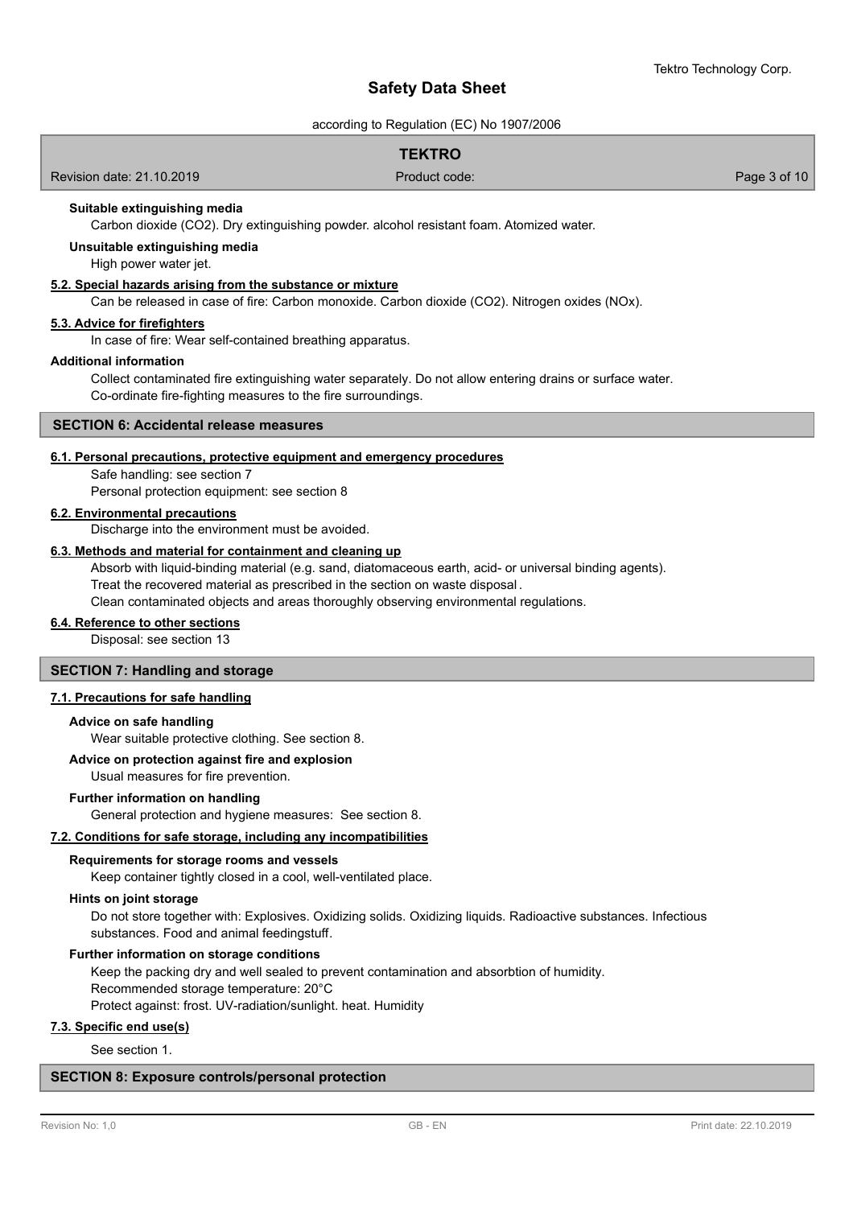**Suitable extinguishing media**

Carbon dioxide ($CO_2$). Dry extinguishing powder. alcohol resistant foam. Atomized water.

**Unsuitable extinguishing media**

High power water jet.

### 5.2. Special hazards arising from the substance or mixture

Can be released in case of fire: Carbon monoxide. Carbon dioxide ($CO_2$). Nitrogen oxides ($NO_x$).

### 5.3. Advice for firefighters

In case of fire: Wear self-contained breathing apparatus.

**Additional information**

Collect contaminated fire extinguishing water separately. Do not allow entering drains or surface water.
Co-ordinate fire-fighting measures to the fire surroundings.

## SECTION 6: Accidental release measures

### 6.1. Personal precautions, protective equipment and emergency procedures

Safe handling: see section 7
Personal protection equipment: see section 8

### 6.2. Environmental precautions

Discharge into the environment must be avoided.

### 6.3. Methods and material for containment and cleaning up

Absorb with liquid-binding material (e.g. sand, diatomaceous earth, acid- or universal binding agents).
Treat the recovered material as prescribed in the section on waste disposal.
Clean contaminated objects and areas thoroughly observing environmental regulations.

### 6.4. Reference to other sections

Disposal: see section 13

## SECTION 7: Handling and storage

### 7.1. Precautions for safe handling

**Advice on safe handling**

Wear suitable protective clothing. See section 8.

**Advice on protection against fire and explosion**

Usual measures for fire prevention.

**Further information on handling**

General protection and hygiene measures: See section 8.

### 7.2. Conditions for safe storage, including any incompatibilities

**Requirements for storage rooms and vessels**

Keep container tightly closed in a cool, well-ventilated place.

**Hints on joint storage**

Do not store together with: Explosives. Oxidizing solids. Oxidizing liquids. Radioactive substances. Infectious substances. Food and animal feedingstuff.

**Further information on storage conditions**

Keep the packing dry and well sealed to prevent contamination and absorbtion of humidity.
Recommended storage temperature: 20°C
Protect against: frost. UV-radiation/sunlight. heat. Humidity

### 7.3. Specific end use(s)

See section 1.

## SECTION 8: Exposure controls/personal protection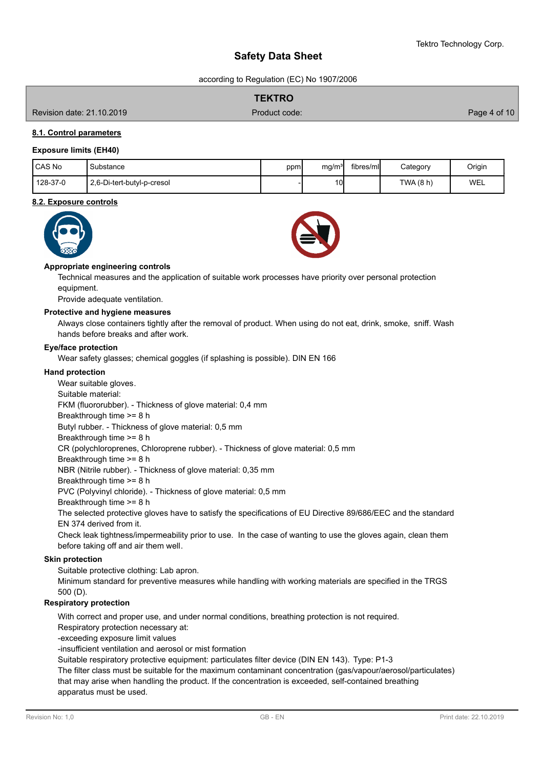### 8.1. Control parameters

**Exposure limits (EH40)**

| CAS No | Substance | ppm | mg/m³ | fibres/ml | Category | Origin |
|---|---|---|---|---|---|---|
| 128-37-0 | 2,6-Di-tert-butyl-p-cresol | - | 10 | | TWA (8 h) | WEL |

### 8.2. Exposure controls

**Appropriate engineering controls**

Technical measures and the application of suitable work processes have priority over personal protection equipment.

Provide adequate ventilation.

**Protective and hygiene measures**

Always close containers tightly after the removal of product. When using do not eat, drink, smoke, sniff. Wash hands before breaks and after work.

**Eye/face protection**

Wear safety glasses; chemical goggles (if splashing is possible). DIN EN 166

**Hand protection**

Wear suitable gloves.
Suitable material:
FKM (fluororubber). - Thickness of glove material: 0,4 mm
Breakthrough time >= 8 h
Butyl rubber. - Thickness of glove material: 0,5 mm
Breakthrough time >= 8 h
CR (polychloroprenes, Chloroprene rubber). - Thickness of glove material: 0,5 mm
Breakthrough time >= 8 h
NBR (Nitrile rubber). - Thickness of glove material: 0,35 mm
Breakthrough time >= 8 h
PVC (Polyvinyl chloride). - Thickness of glove material: 0,5 mm
Breakthrough time >= 8 h
The selected protective gloves have to satisfy the specifications of EU Directive 89/686/EEC and the standard EN 374 derived from it.
Check leak tightness/impermeability prior to use. In the case of wanting to use the gloves again, clean them before taking off and air them well.

**Skin protection**

Suitable protective clothing: Lab apron.
Minimum standard for preventive measures while handling with working materials are specified in the TRGS 500 (D).

**Respiratory protection**

With correct and proper use, and under normal conditions, breathing protection is not required.
Respiratory protection necessary at:
-exceeding exposure limit values
-insufficient ventilation and aerosol or mist formation
Suitable respiratory protective equipment: particulates filter device (DIN EN 143). Type: P1-3
The filter class must be suitable for the maximum contaminant concentration (gas/vapour/aerosol/particulates) that may arise when handling the product. If the concentration is exceeded, self-contained breathing apparatus must be used.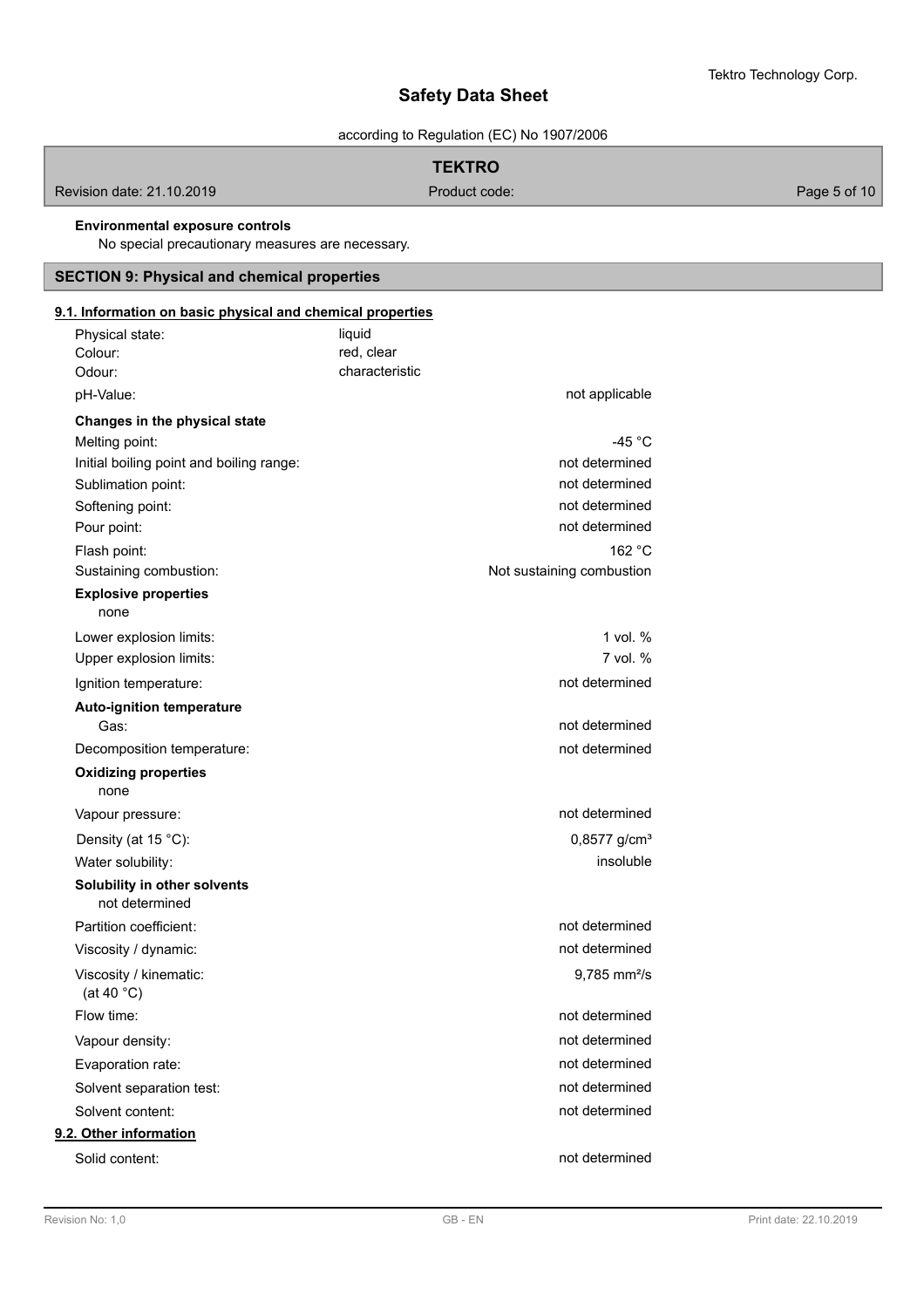**Environmental exposure controls**

No special precautionary measures are necessary.

## SECTION 9: Physical and chemical properties

### 9.1. Information on basic physical and chemical properties

| | |
|---|---|
| Physical state: | liquid |
| Colour: | red, clear |
| Odour: | characteristic |
| pH-Value: | not applicable |

**Changes in the physical state**

| | |
|---|---|
| Melting point: | -45 °C |
| Initial boiling point and boiling range: | not determined |
| Sublimation point: | not determined |
| Softening point: | not determined |
| Pour point: | not determined |
| Flash point: | 162 °C |
| Sustaining combustion: | Not sustaining combustion |

**Explosive properties**

none

| | |
|---|---|
| Lower explosion limits: | 1 vol. % |
| Upper explosion limits: | 7 vol. % |
| Ignition temperature: | not determined |

**Auto-ignition temperature**

| | |
|---|---|
| Gas: | not determined |
| Decomposition temperature: | not determined |

**Oxidizing properties**

none

| | |
|---|---|
| Vapour pressure: | not determined |
| Density (at 15 °C): | 0,8577 g/cm³ |
| Water solubility: | insoluble |

**Solubility in other solvents**

not determined

| | |
|---|---|
| Partition coefficient: | not determined |
| Viscosity / dynamic: | not determined |
| Viscosity / kinematic: (at 40 °C) | 9,785 mm²/s |
| Flow time: | not determined |
| Vapour density: | not determined |
| Evaporation rate: | not determined |
| Solvent separation test: | not determined |
| Solvent content: | not determined |

### 9.2. Other information

| | |
|---|---|
| Solid content: | not determined |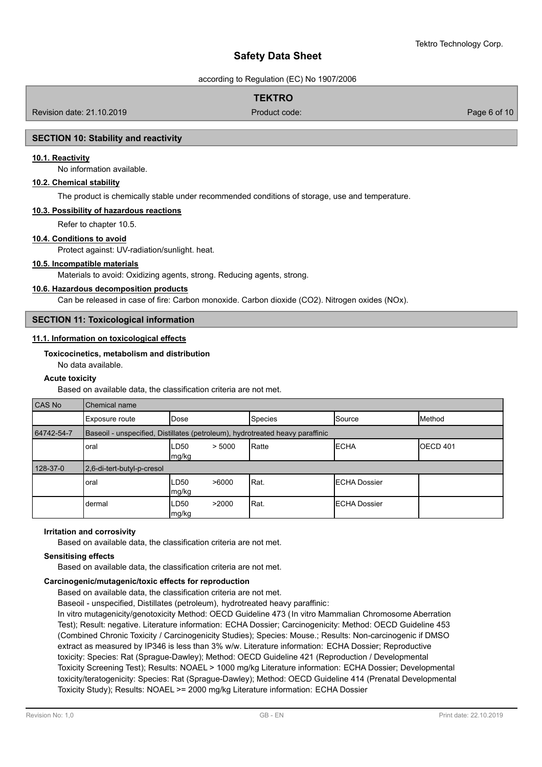## SECTION 10: Stability and reactivity

### 10.1. Reactivity

No information available.

### 10.2. Chemical stability

The product is chemically stable under recommended conditions of storage, use and temperature.

### 10.3. Possibility of hazardous reactions

Refer to chapter 10.5.

### 10.4. Conditions to avoid

Protect against: UV-radiation/sunlight. heat.

### 10.5. Incompatible materials

Materials to avoid: Oxidizing agents, strong. Reducing agents, strong.

### 10.6. Hazardous decomposition products

Can be released in case of fire: Carbon monoxide. Carbon dioxide ($CO_2$). Nitrogen oxides (NOx).

## SECTION 11: Toxicological information

### 11.1. Information on toxicological effects

**Toxicocinetics, metabolism and distribution**

No data available.

**Acute toxicity**

Based on available data, the classification criteria are not met.

| CAS No | Chemical name | | | | |
|---|---|---|---|---|---|
| | Exposure route | Dose | Species | Source | Method |
| 64742-54-7 | Baseoil - unspecified, Distillates (petroleum), hydrotreated heavy paraffinic | | | | |
| | oral | LD50 > 5000 mg/kg | Ratte | ECHA | OECD 401 |
| 128-37-0 | 2,6-di-tert-butyl-p-cresol | | | | |
| | oral | LD50 >6000 mg/kg | Rat. | ECHA Dossier | |
| | dermal | LD50 >2000 mg/kg | Rat. | ECHA Dossier | |

**Irritation and corrosivity**

Based on available data, the classification criteria are not met.

**Sensitising effects**

Based on available data, the classification criteria are not met.

**Carcinogenic/mutagenic/toxic effects for reproduction**

Based on available data, the classification criteria are not met.

Baseoil - unspecified, Distillates (petroleum), hydrotreated heavy paraffinic:

In vitro mutagenicity/genotoxicity Method: OECD Guideline 473 (In vitro Mammalian Chromosome Aberration Test); Result: negative. Literature information: ECHA Dossier; Carcinogenicity: Method: OECD Guideline 453 (Combined Chronic Toxicity / Carcinogenicity Studies); Species: Mouse.; Results: Non-carcinogenic if DMSO extract as measured by IP346 is less than 3% w/w. Literature information: ECHA Dossier; Reproductive toxicity: Species: Rat (Sprague-Dawley); Method: OECD Guideline 421 (Reproduction / Developmental Toxicity Screening Test); Results: NOAEL > 1000 mg/kg Literature information: ECHA Dossier; Developmental toxicity/teratogenicity: Species: Rat (Sprague-Dawley); Method: OECD Guideline 414 (Prenatal Developmental Toxicity Study); Results: NOAEL >= 2000 mg/kg Literature information: ECHA Dossier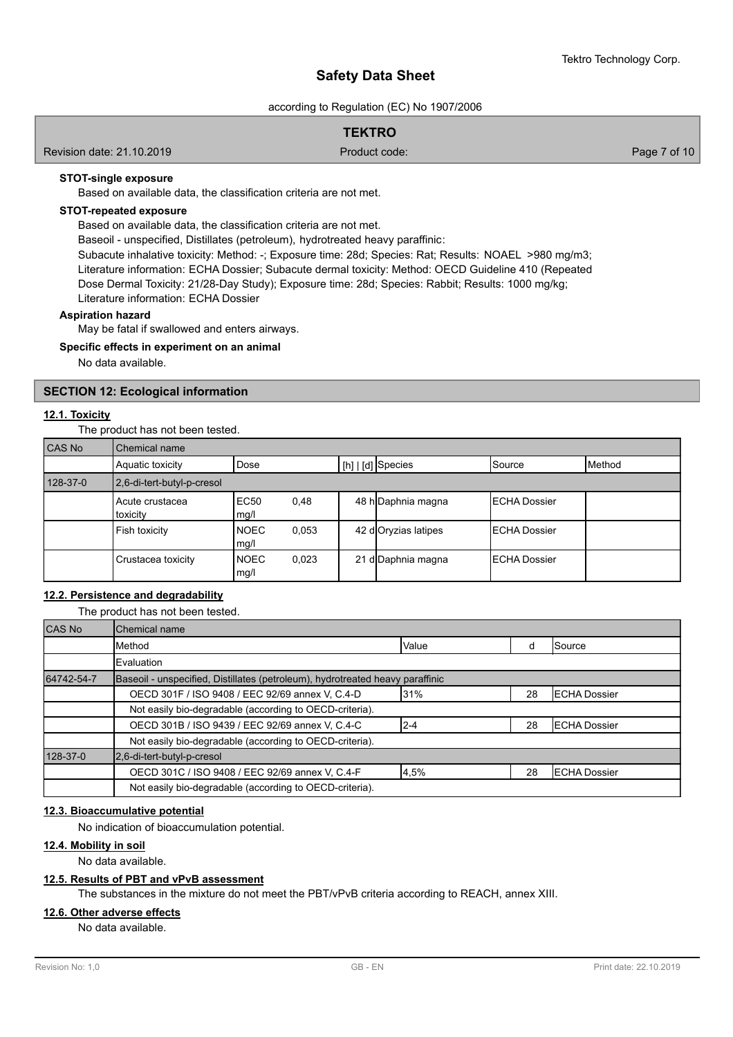**STOT-single exposure**

Based on available data, the classification criteria are not met.

**STOT-repeated exposure**

Based on available data, the classification criteria are not met.

Baseoil - unspecified, Distillates (petroleum), hydrotreated heavy paraffinic:

Subacute inhalative toxicity: Method: -; Exposure time: 28d; Species: Rat; Results: NOAEL >980 mg/m3; Literature information: ECHA Dossier; Subacute dermal toxicity: Method: OECD Guideline 410 (Repeated Dose Dermal Toxicity: 21/28-Day Study); Exposure time: 28d; Species: Rabbit; Results: 1000 mg/kg; Literature information: ECHA Dossier

**Aspiration hazard**

May be fatal if swallowed and enters airways.

**Specific effects in experiment on an animal**

No data available.

## SECTION 12: Ecological information

### 12.1. Toxicity

The product has not been tested.

| CAS No | Chemical name | | | | | |
|---|---|---|---|---|---|---|
| | Aquatic toxicity | Dose | [h] \| [d] | Species | Source | Method |
| 128-37-0 | 2,6-di-tert-butyl-p-cresol | | | | | |
| | Acute crustacea toxicity | EC50 0,48 mg/l | 48 h | Daphnia magna | ECHA Dossier | |
| | Fish toxicity | NOEC 0,053 mg/l | 42 d | Oryzias latipes | ECHA Dossier | |
| | Crustacea toxicity | NOEC 0,023 mg/l | 21 d | Daphnia magna | ECHA Dossier | |

### 12.2. Persistence and degradability

The product has not been tested.

| CAS No | Chemical name | | | |
|---|---|---|---|---|
| | Method | Value | d | Source |
| | Evaluation | | | |
| 64742-54-7 | Baseoil - unspecified, Distillates (petroleum), hydrotreated heavy paraffinic | | | |
| | OECD 301F / ISO 9408 / EEC 92/69 annex V, C.4-D | 31% | 28 | ECHA Dossier |
| | Not easily bio-degradable (according to OECD-criteria). | | | |
| | OECD 301B / ISO 9439 / EEC 92/69 annex V, C.4-C | 2-4 | 28 | ECHA Dossier |
| | Not easily bio-degradable (according to OECD-criteria). | | | |
| 128-37-0 | 2,6-di-tert-butyl-p-cresol | | | |
| | OECD 301C / ISO 9408 / EEC 92/69 annex V, C.4-F | 4,5% | 28 | ECHA Dossier |
| | Not easily bio-degradable (according to OECD-criteria). | | | |

### 12.3. Bioaccumulative potential

No indication of bioaccumulation potential.

### 12.4. Mobility in soil

No data available.

### 12.5. Results of PBT and vPvB assessment

The substances in the mixture do not meet the PBT/vPvB criteria according to REACH, annex XIII.

### 12.6. Other adverse effects

No data available.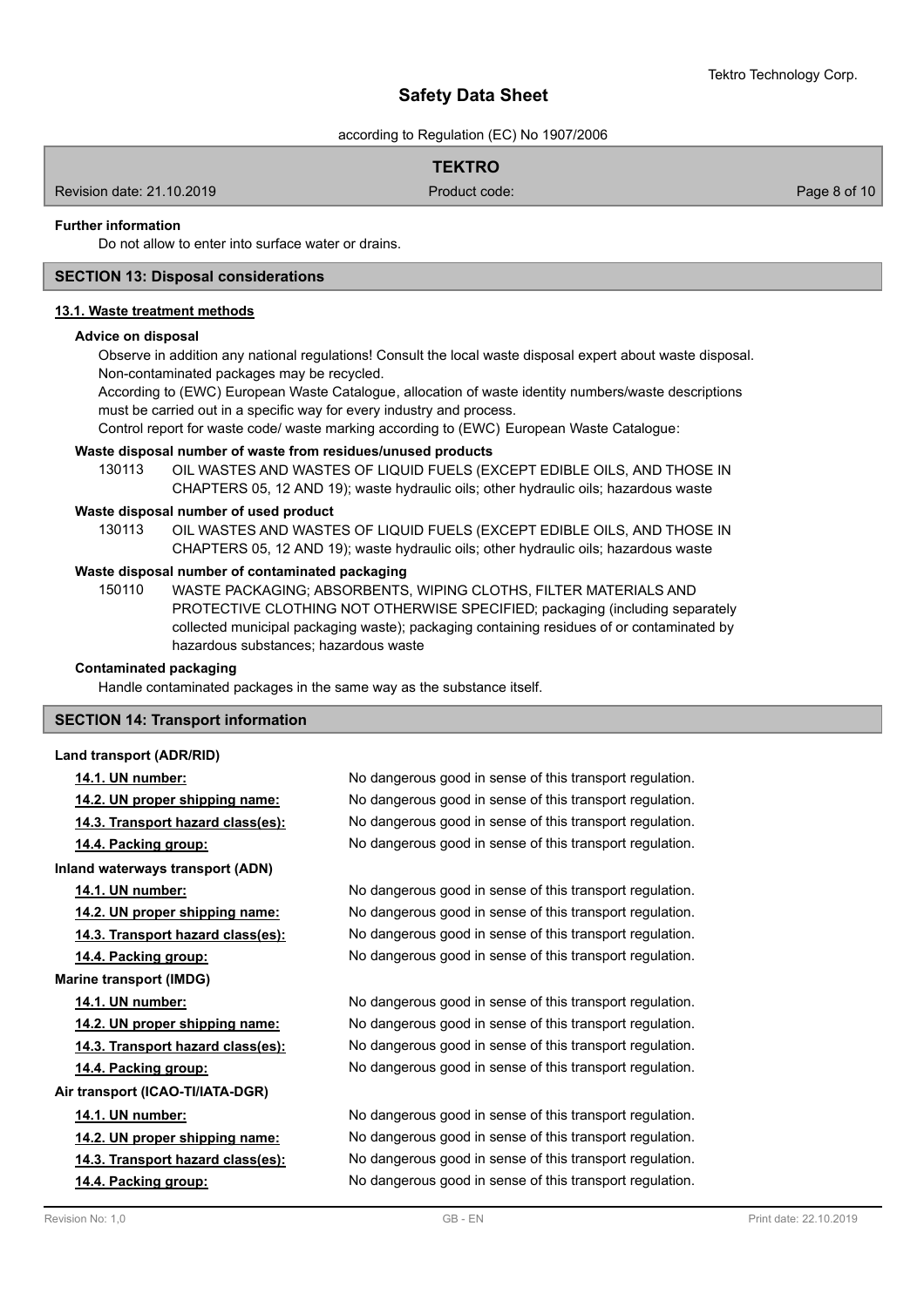**Further information**

Do not allow to enter into surface water or drains.

## SECTION 13: Disposal considerations

### 13.1. Waste treatment methods

**Advice on disposal**

Observe in addition any national regulations! Consult the local waste disposal expert about waste disposal.
Non-contaminated packages may be recycled.
According to (EWC) European Waste Catalogue, allocation of waste identity numbers/waste descriptions must be carried out in a specific way for every industry and process.
Control report for waste code/ waste marking according to (EWC) European Waste Catalogue:

**Waste disposal number of waste from residues/unused products**

130113 OIL WASTES AND WASTES OF LIQUID FUELS (EXCEPT EDIBLE OILS, AND THOSE IN CHAPTERS 05, 12 AND 19); waste hydraulic oils; other hydraulic oils; hazardous waste

**Waste disposal number of used product**

130113 OIL WASTES AND WASTES OF LIQUID FUELS (EXCEPT EDIBLE OILS, AND THOSE IN CHAPTERS 05, 12 AND 19); waste hydraulic oils; other hydraulic oils; hazardous waste

**Waste disposal number of contaminated packaging**

150110 WASTE PACKAGING; ABSORBENTS, WIPING CLOTHS, FILTER MATERIALS AND PROTECTIVE CLOTHING NOT OTHERWISE SPECIFIED; packaging (including separately collected municipal packaging waste); packaging containing residues of or contaminated by hazardous substances; hazardous waste

**Contaminated packaging**

Handle contaminated packages in the same way as the substance itself.

## SECTION 14: Transport information

**Land transport (ADR/RID)**

**14.1. UN number:** No dangerous good in sense of this transport regulation.
**14.2. UN proper shipping name:** No dangerous good in sense of this transport regulation.
**14.3. Transport hazard class(es):** No dangerous good in sense of this transport regulation.
**14.4. Packing group:** No dangerous good in sense of this transport regulation.

**Inland waterways transport (ADN)**

**14.1. UN number:** No dangerous good in sense of this transport regulation.
**14.2. UN proper shipping name:** No dangerous good in sense of this transport regulation.
**14.3. Transport hazard class(es):** No dangerous good in sense of this transport regulation.
**14.4. Packing group:** No dangerous good in sense of this transport regulation.

**Marine transport (IMDG)**

**14.1. UN number:** No dangerous good in sense of this transport regulation.
**14.2. UN proper shipping name:** No dangerous good in sense of this transport regulation.
**14.3. Transport hazard class(es):** No dangerous good in sense of this transport regulation.
**14.4. Packing group:** No dangerous good in sense of this transport regulation.

**Air transport (ICAO-TI/IATA-DGR)**

**14.1. UN number:** No dangerous good in sense of this transport regulation.
**14.2. UN proper shipping name:** No dangerous good in sense of this transport regulation.
**14.3. Transport hazard class(es):** No dangerous good in sense of this transport regulation.
**14.4. Packing group:** No dangerous good in sense of this transport regulation.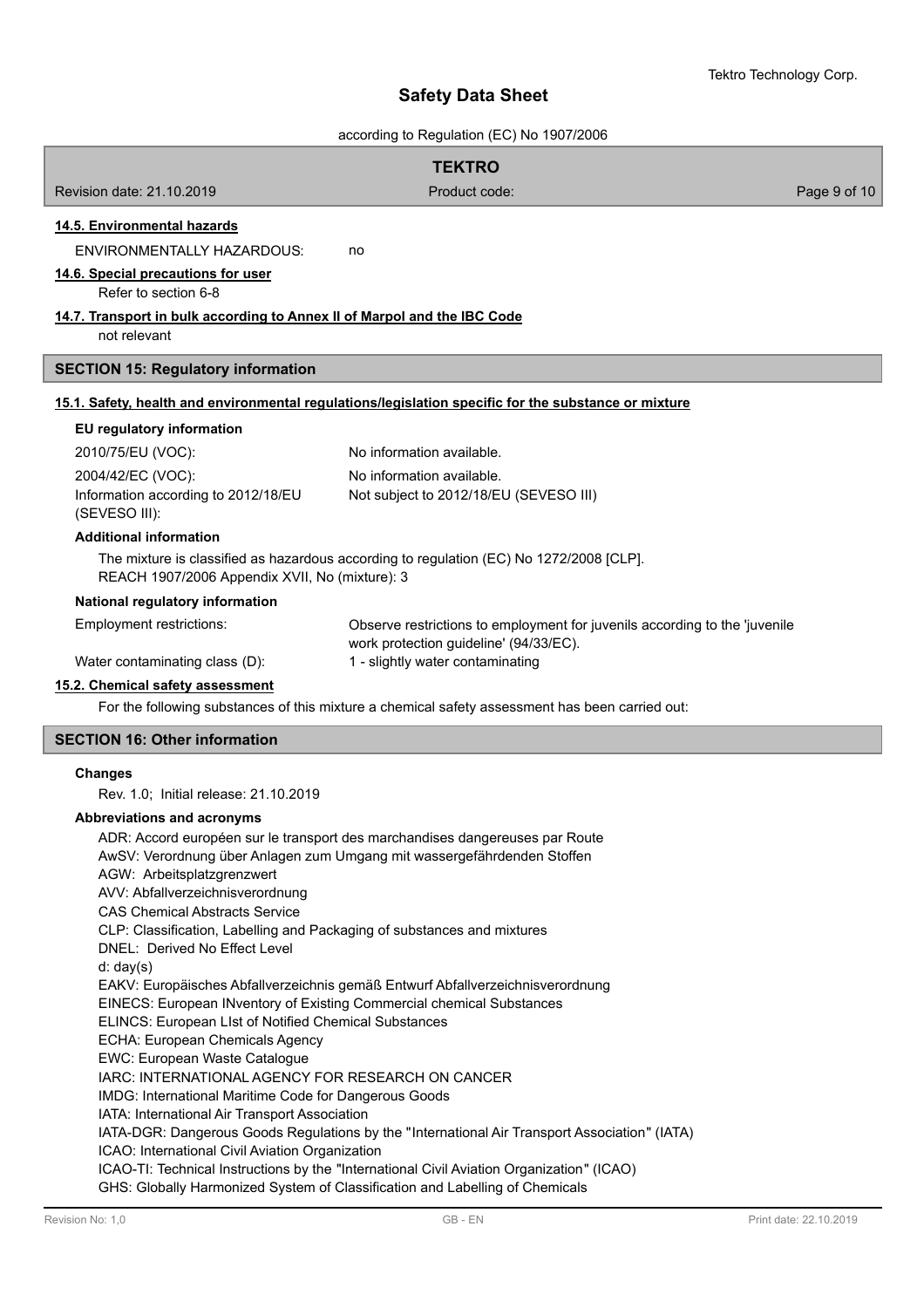### 14.5. Environmental hazards

ENVIRONMENTALLY HAZARDOUS: no

### 14.6. Special precautions for user

Refer to section 6-8

### 14.7. Transport in bulk according to Annex II of Marpol and the IBC Code

not relevant

## SECTION 15: Regulatory information

### 15.1. Safety, health and environmental regulations/legislation specific for the substance or mixture

**EU regulatory information**

| | |
|---|---|
| 2010/75/EU (VOC): | No information available. |
| 2004/42/EC (VOC): | No information available. |
| Information according to 2012/18/EU (SEVESO III): | Not subject to 2012/18/EU (SEVESO III) |

**Additional information**

The mixture is classified as hazardous according to regulation (EC) No 1272/2008 [CLP].
REACH 1907/2006 Appendix XVII, No (mixture): 3

**National regulatory information**

| | |
|---|---|
| Employment restrictions: | Observe restrictions to employment for juvenils according to the 'juvenile work protection guideline' (94/33/EC). |
| Water contaminating class (D): | 1 - slightly water contaminating |

### 15.2. Chemical safety assessment

For the following substances of this mixture a chemical safety assessment has been carried out:

## SECTION 16: Other information

**Changes**

Rev. 1.0; Initial release: 21.10.2019

**Abbreviations and acronyms**

ADR: Accord européen sur le transport des marchandises dangereuses par Route
AwSV: Verordnung über Anlagen zum Umgang mit wassergefährdenden Stoffen
AGW: Arbeitsplatzgrenzwert
AVV: Abfallverzeichnisverordnung
CAS Chemical Abstracts Service
CLP: Classification, Labelling and Packaging of substances and mixtures
DNEL: Derived No Effect Level
d: day(s)
EAKV: Europäisches Abfallverzeichnis gemäß Entwurf Abfallverzeichnisverordnung
EINECS: European INventory of Existing Commercial chemical Substances
ELINCS: European LIst of Notified Chemical Substances
ECHA: European Chemicals Agency
EWC: European Waste Catalogue
IARC: INTERNATIONAL AGENCY FOR RESEARCH ON CANCER
IMDG: International Maritime Code for Dangerous Goods
IATA: International Air Transport Association
IATA-DGR: Dangerous Goods Regulations by the "International Air Transport Association" (IATA)
ICAO: International Civil Aviation Organization
ICAO-TI: Technical Instructions by the "International Civil Aviation Organization" (ICAO)
GHS: Globally Harmonized System of Classification and Labelling of Chemicals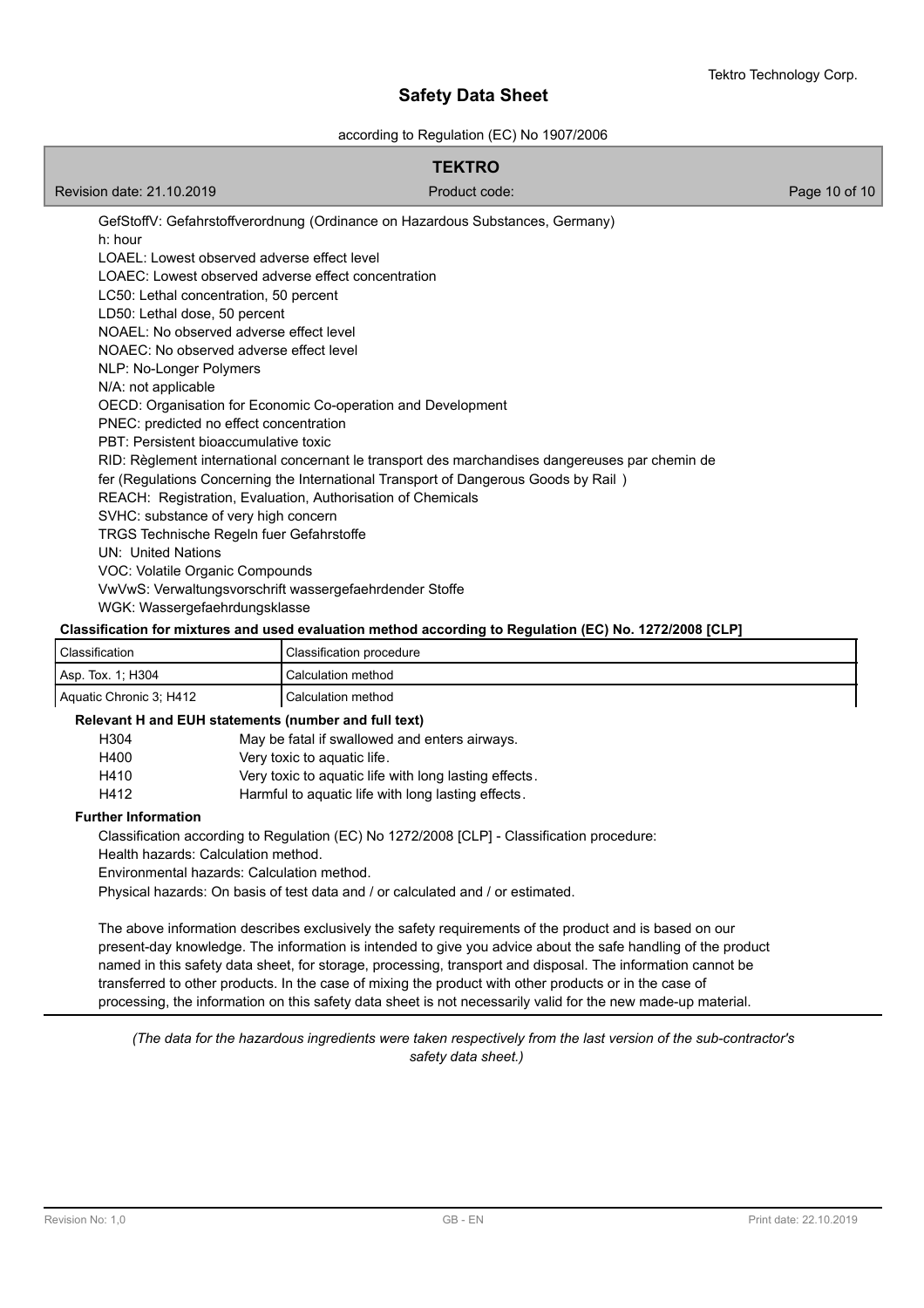GefStoffV: Gefahrstoffverordnung (Ordinance on Hazardous Substances, Germany)
h: hour
LOAEL: Lowest observed adverse effect level
LOAEC: Lowest observed adverse effect concentration
LC50: Lethal concentration, 50 percent
LD50: Lethal dose, 50 percent
NOAEL: No observed adverse effect level
NOAEC: No observed adverse effect level
NLP: No-Longer Polymers
N/A: not applicable
OECD: Organisation for Economic Co-operation and Development
PNEC: predicted no effect concentration
PBT: Persistent bioaccumulative toxic
RID: Règlement international concernant le transport des marchandises dangereuses par chemin de fer (Regulations Concerning the International Transport of Dangerous Goods by Rail )
REACH: Registration, Evaluation, Authorisation of Chemicals
SVHC: substance of very high concern
TRGS Technische Regeln fuer Gefahrstoffe
UN: United Nations
VOC: Volatile Organic Compounds
VwVwS: Verwaltungsvorschrift wassergefaehrdender Stoffe
WGK: Wassergefaehrdungsklasse

**Classification for mixtures and used evaluation method according to Regulation (EC) No. 1272/2008 [CLP]**

| Classification | Classification procedure |
|---|---|
| Asp. Tox. 1; H304 | Calculation method |
| Aquatic Chronic 3; H412 | Calculation method |

**Relevant H and EUH statements (number and full text)**

| | |
|---|---|
| H304 | May be fatal if swallowed and enters airways. |
| H400 | Very toxic to aquatic life. |
| H410 | Very toxic to aquatic life with long lasting effects. |
| H412 | Harmful to aquatic life with long lasting effects. |

**Further Information**

Classification according to Regulation (EC) No 1272/2008 [CLP] - Classification procedure:
Health hazards: Calculation method.
Environmental hazards: Calculation method.
Physical hazards: On basis of test data and / or calculated and / or estimated.

The above information describes exclusively the safety requirements of the product and is based on our present-day knowledge. The information is intended to give you advice about the safe handling of the product named in this safety data sheet, for storage, processing, transport and disposal. The information cannot be transferred to other products. In the case of mixing the product with other products or in the case of processing, the information on this safety data sheet is not necessarily valid for the new made-up material.

*(The data for the hazardous ingredients were taken respectively from the last version of the sub-contractor's safety data sheet.)*